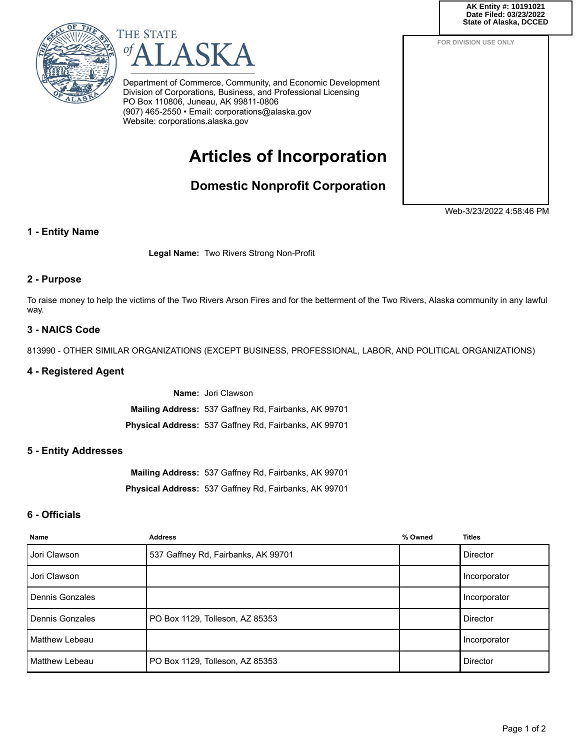AK Entity #: 10191021
Date Filed: 03/23/2022
State of Alaska, DCCED

THE STATE of ALASKA

Department of Commerce, Community, and Economic Development
Division of Corporations, Business, and Professional Licensing
PO Box 110806, Juneau, AK 99811-0806
(907) 465-2550 • Email: corporations@alaska.gov
Website: corporations.alaska.gov

FOR DIVISION USE ONLY

# Articles of Incorporation

## Domestic Nonprofit Corporation

Web-3/23/2022 4:58:46 PM

### 1 - Entity Name

**Legal Name:** Two Rivers Strong Non-Profit

### 2 - Purpose

To raise money to help the victims of the Two Rivers Arson Fires and for the betterment of the Two Rivers, Alaska community in any lawful way.

### 3 - NAICS Code

813990 - OTHER SIMILAR ORGANIZATIONS (EXCEPT BUSINESS, PROFESSIONAL, LABOR, AND POLITICAL ORGANIZATIONS)

### 4 - Registered Agent

**Name:** Jori Clawson

**Mailing Address:** 537 Gaffney Rd, Fairbanks, AK 99701

**Physical Address:** 537 Gaffney Rd, Fairbanks, AK 99701

### 5 - Entity Addresses

**Mailing Address:** 537 Gaffney Rd, Fairbanks, AK 99701

**Physical Address:** 537 Gaffney Rd, Fairbanks, AK 99701

### 6 - Officials

| Name | Address | % Owned | Titles |
|---|---|---|---|
| Jori Clawson | 537 Gaffney Rd, Fairbanks, AK 99701 | | Director |
| Jori Clawson | | | Incorporator |
| Dennis Gonzales | | | Incorporator |
| Dennis Gonzales | PO Box 1129, Tolleson, AZ 85353 | | Director |
| Matthew Lebeau | | | Incorporator |
| Matthew Lebeau | PO Box 1129, Tolleson, AZ 85353 | | Director |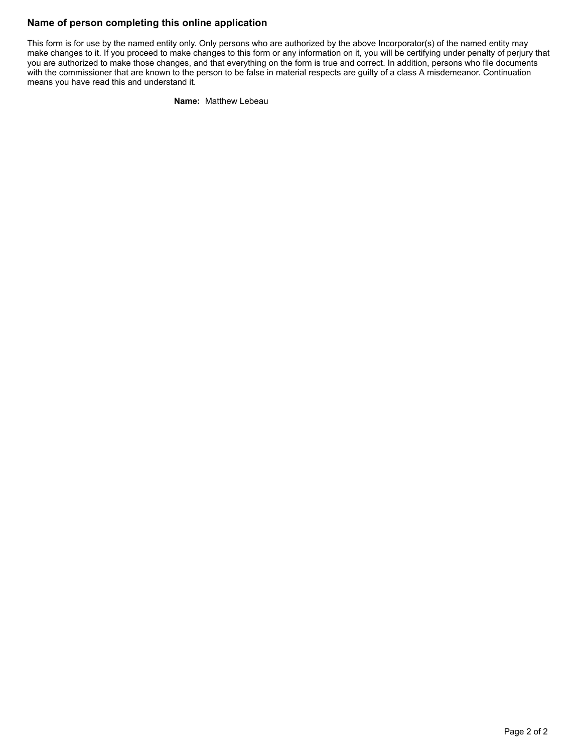### Name of person completing this online application

This form is for use by the named entity only. Only persons who are authorized by the above Incorporator(s) of the named entity may make changes to it. If you proceed to make changes to this form or any information on it, you will be certifying under penalty of perjury that you are authorized to make those changes, and that everything on the form is true and correct. In addition, persons who file documents with the commissioner that are known to the person to be false in material respects are guilty of a class A misdemeanor. Continuation means you have read this and understand it.

**Name:** Matthew Lebeau